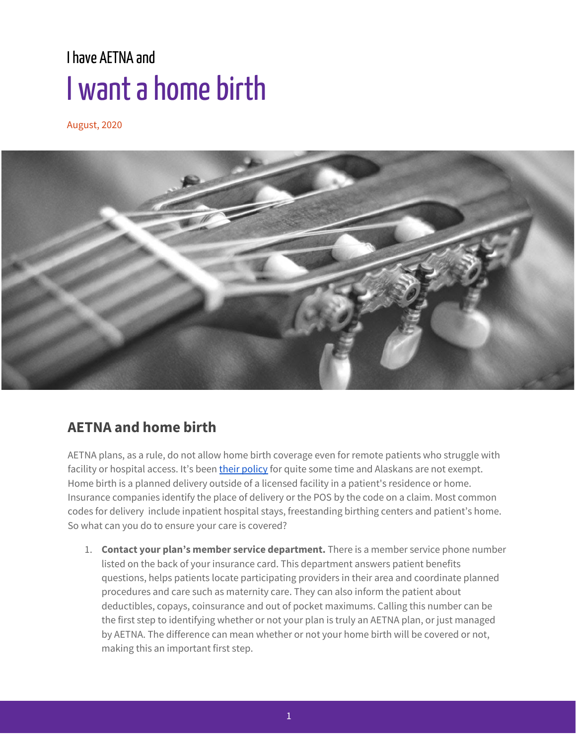I have AETNA and

# I want a home birth

August, 2020

## AETNA and home birth

AETNA plans, as a rule, do not allow home birth coverage even for remote patients who struggle with facility or hospital access. It's been their policy for quite some time and Alaskans are not exempt. Home birth is a planned delivery outside of a licensed facility in a patient's residence or home. Insurance companies identify the place of delivery or the POS by the code on a claim. Most common codes for delivery include inpatient hospital stays, freestanding birthing centers and patient's home. So what can you do to ensure your care is covered?

1. **Contact your plan's member service department.** There is a member service phone number listed on the back of your insurance card. This department answers patient benefits questions, helps patients locate participating providers in their area and coordinate planned procedures and care such as maternity care. They can also inform the patient about deductibles, copays, coinsurance and out of pocket maximums. Calling this number can be the first step to identifying whether or not your plan is truly an AETNA plan, or just managed by AETNA. The difference can mean whether or not your home birth will be covered or not, making this an important first step.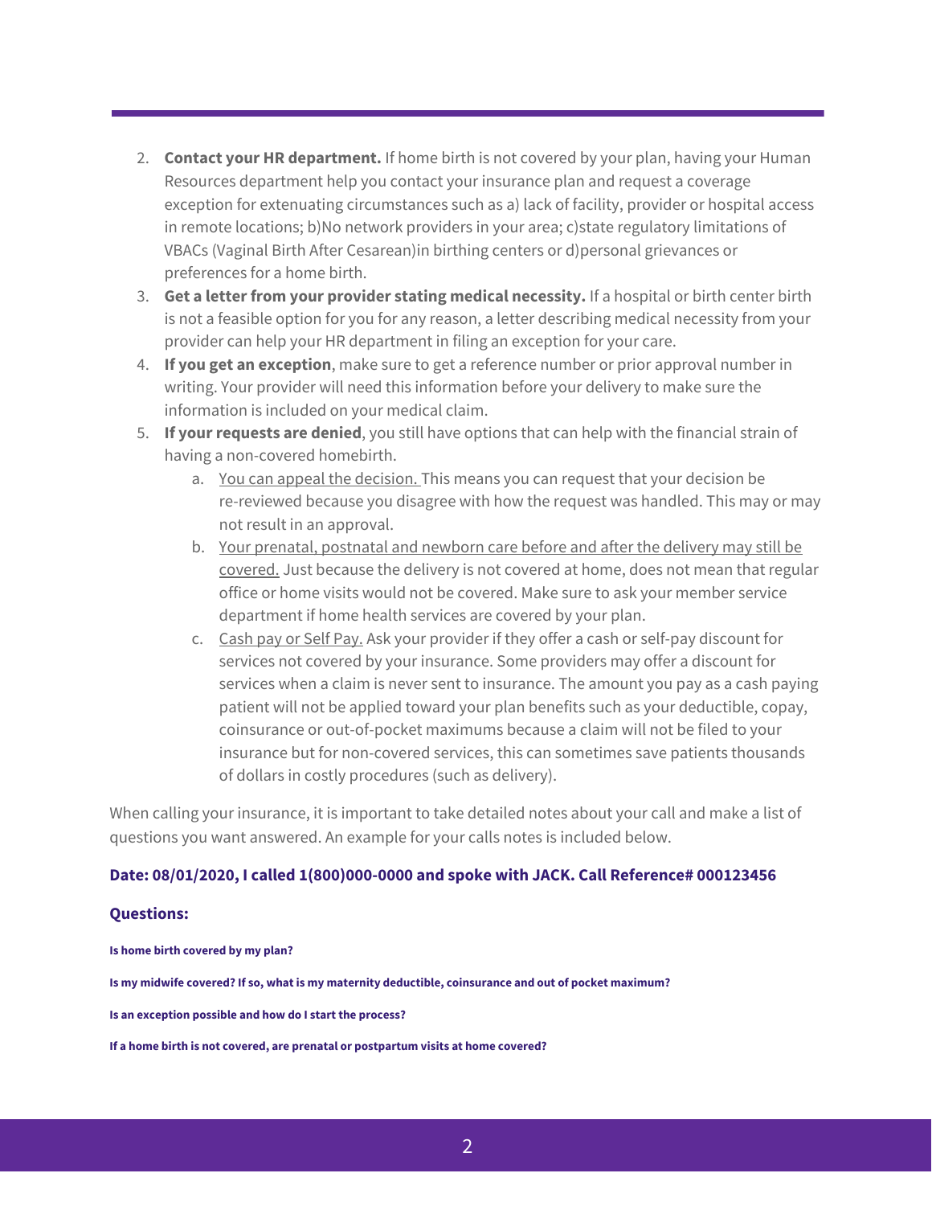2. **Contact your HR department.** If home birth is not covered by your plan, having your Human Resources department help you contact your insurance plan and request a coverage exception for extenuating circumstances such as a) lack of facility, provider or hospital access in remote locations; b)No network providers in your area; c)state regulatory limitations of VBACs (Vaginal Birth After Cesarean)in birthing centers or d)personal grievances or preferences for a home birth.
3. **Get a letter from your provider stating medical necessity.** If a hospital or birth center birth is not a feasible option for you for any reason, a letter describing medical necessity from your provider can help your HR department in filing an exception for your care.
4. **If you get an exception**, make sure to get a reference number or prior approval number in writing. Your provider will need this information before your delivery to make sure the information is included on your medical claim.
5. **If your requests are denied**, you still have options that can help with the financial strain of having a non-covered homebirth.
   a. You can appeal the decision. This means you can request that your decision be re-reviewed because you disagree with how the request was handled. This may or may not result in an approval.
   b. Your prenatal, postnatal and newborn care before and after the delivery may still be covered. Just because the delivery is not covered at home, does not mean that regular office or home visits would not be covered. Make sure to ask your member service department if home health services are covered by your plan.
   c. Cash pay or Self Pay. Ask your provider if they offer a cash or self-pay discount for services not covered by your insurance. Some providers may offer a discount for services when a claim is never sent to insurance. The amount you pay as a cash paying patient will not be applied toward your plan benefits such as your deductible, copay, coinsurance or out-of-pocket maximums because a claim will not be filed to your insurance but for non-covered services, this can sometimes save patients thousands of dollars in costly procedures (such as delivery).

When calling your insurance, it is important to take detailed notes about your call and make a list of questions you want answered. An example for your calls notes is included below.

**Date: 08/01/2020, I called 1(800)000-0000 and spoke with JACK. Call Reference# 000123456**

**Questions:**

**Is home birth covered by my plan?**

**Is my midwife covered? If so, what is my maternity deductible, coinsurance and out of pocket maximum?**

**Is an exception possible and how do I start the process?**

**If a home birth is not covered, are prenatal or postpartum visits at home covered?**